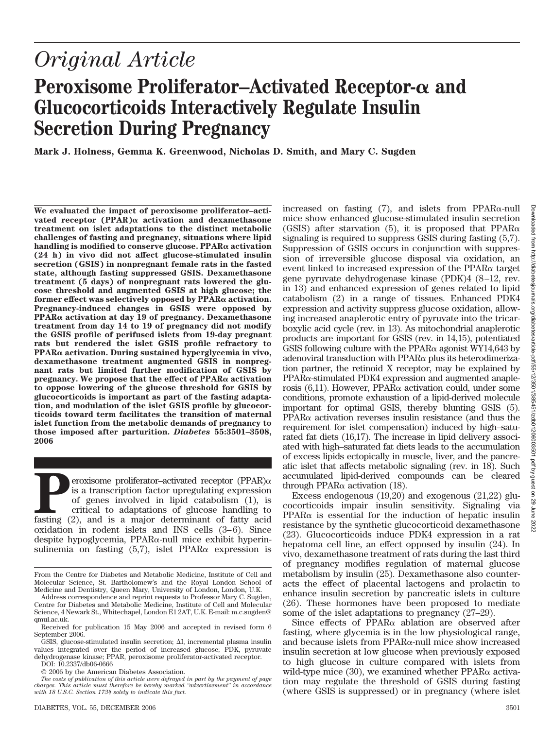# *Original Article*

# Peroxisome Proliferator–Activated Receptor-α and Glucocorticoids Interactively Regulate Insulin Secretion During Pregnancy

**Mark J. Holness, Gemma K. Greenwood, Nicholas D. Smith, and Mary C. Sugden**

**We evaluated the impact of peroxisome proliferator–activated receptor (PPAR)α activation and dexamethasone treatment on islet adaptations to the distinct metabolic challenges of fasting and pregnancy, situations where lipid handling is modified to conserve glucose. PPARα activation (24 h) in vivo did not affect glucose-stimulated insulin secretion (GSIS) in nonpregnant female rats in the fasted state, although fasting suppressed GSIS. Dexamethasone treatment (5 days) of nonpregnant rats lowered the glucose threshold and augmented GSIS at high glucose; the former effect was selectively opposed by PPARα activation. Pregnancy-induced changes in GSIS were opposed by PPARα activation at day 19 of pregnancy. Dexamethasone treatment from day 14 to 19 of pregnancy did not modify the GSIS profile of perifused islets from 19-day pregnant rats but rendered the islet GSIS profile refractory to PPARα activation. During sustained hyperglycemia in vivo, dexamethasone treatment augmented GSIS in nonpregnant rats but limited further modification of GSIS by pregnancy. We propose that the effect of PPARα activation to oppose lowering of the glucose threshold for GSIS by glucocorticoids is important as part of the fasting adaptation, and modulation of the islet GSIS profile by glucocorticoids toward term facilitates the transition of maternal islet function from the metabolic demands of pregnancy to those imposed after parturition.** ***Diabetes*** **55:3501–3508, 2006**

Peroxisome proliferator–activated receptor (PPAR)α is a transcription factor upregulating expression of genes involved in lipid catabolism (1), is critical to adaptations of glucose handling to fasting (2), and is a major determinant of fatty acid oxidation in rodent islets and INS cells (3–6). Since despite hypoglycemia, PPARα-null mice exhibit hyperinsulinemia on fasting (5,7), islet PPARα expression is increased on fasting (7), and islets from PPARα-null mice show enhanced glucose-stimulated insulin secretion (GSIS) after starvation (5), it is proposed that PPARα signaling is required to suppress GSIS during fasting (5,7). Suppression of GSIS occurs in conjunction with suppression of irreversible glucose disposal via oxidation, an event linked to increased expression of the PPARα target gene pyruvate dehydrogenase kinase (PDK)4 (8–12, rev. in 13) and enhanced expression of genes related to lipid catabolism (2) in a range of tissues. Enhanced PDK4 expression and activity suppress glucose oxidation, allowing increased anaplerotic entry of pyruvate into the tricarboxylic acid cycle (rev. in 13). As mitochondrial anaplerotic products are important for GSIS (rev. in 14,15), potentiated GSIS following culture with the PPARα agonist WY14,643 by adenoviral transduction with PPARα plus its heterodimerization partner, the retinoid X receptor, may be explained by PPARα-stimulated PDK4 expression and augmented anaplerosis (6,11). However, PPARα activation could, under some conditions, promote exhaustion of a lipid-derived molecule important for optimal GSIS, thereby blunting GSIS (5). PPARα activation reverses insulin resistance (and thus the requirement for islet compensation) induced by high–saturated fat diets (16,17). The increase in lipid delivery associated with high–saturated fat diets leads to the accumulation of excess lipids ectopically in muscle, liver, and the pancreatic islet that affects metabolic signaling (rev. in 18). Such accumulated lipid-derived compounds can be cleared through PPARα activation (18).

Excess endogenous (19,20) and exogenous (21,22) glucocorticoids impair insulin sensitivity. Signaling via PPARα is essential for the induction of hepatic insulin resistance by the synthetic glucocorticoid dexamethasone (23). Glucocorticoids induce PDK4 expression in a rat hepatoma cell line, an effect opposed by insulin (24). In vivo, dexamethasone treatment of rats during the last third of pregnancy modifies regulation of maternal glucose metabolism by insulin (25). Dexamethasone also counteracts the effect of placental lactogens and prolactin to enhance insulin secretion by pancreatic islets in culture (26). These hormones have been proposed to mediate some of the islet adaptations to pregnancy (27–29).

Since effects of PPARα ablation are observed after fasting, where glycemia is in the low physiological range, and because islets from PPARα-null mice show increased insulin secretion at low glucose when previously exposed to high glucose in culture compared with islets from wild-type mice (30), we examined whether PPARα activation may regulate the threshold of GSIS during fasting (where GSIS is suppressed) or in pregnancy (where islet

From the Centre for Diabetes and Metabolic Medicine, Institute of Cell and Molecular Science, St. Bartholomew's and the Royal London School of Medicine and Dentistry, Queen Mary, University of London, London, U.K.

Address correspondence and reprint requests to Professor Mary C. Sugden, Centre for Diabetes and Metabolic Medicine, Institute of Cell and Molecular Science, 4 Newark St., Whitechapel, London E1 2AT, U.K. E-mail: m.c.sugden@qmul.ac.uk.

Received for publication 15 May 2006 and accepted in revised form 6 September 2006.

GSIS, glucose-stimulated insulin secretion; ΔI, incremental plasma insulin values integrated over the period of increased glucose; PDK, pyruvate dehydrogenase kinase; PPAR, peroxisome proliferator-activated receptor.

DOI: 10.2337/db06-0666

© 2006 by the American Diabetes Association.

*The costs of publication of this article were defrayed in part by the payment of page charges. This article must therefore be hereby marked "advertisement" in accordance with 18 U.S.C. Section 1734 solely to indicate this fact.*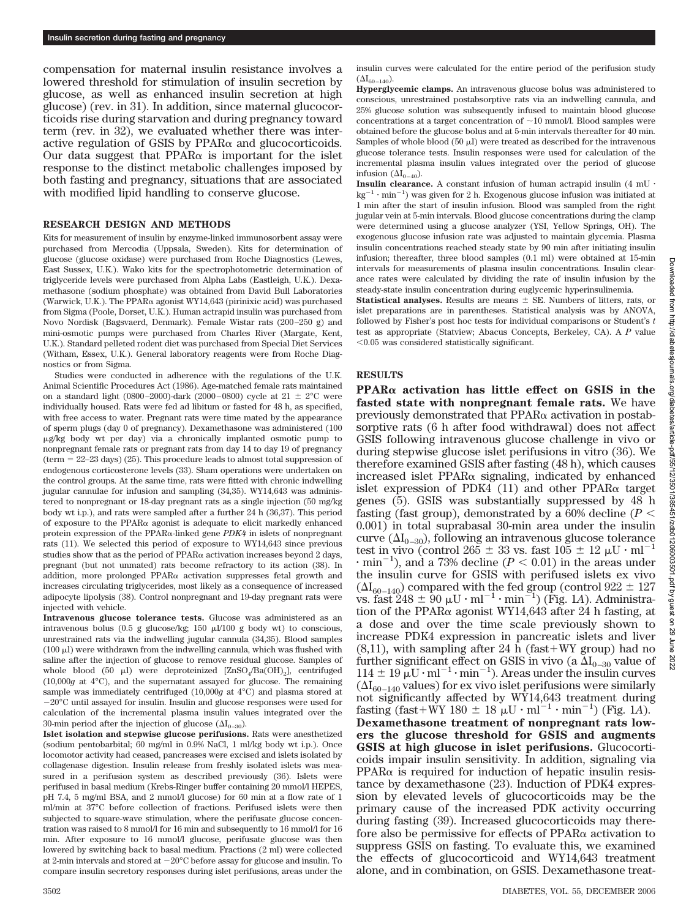compensation for maternal insulin resistance involves a lowered threshold for stimulation of insulin secretion by glucose, as well as enhanced insulin secretion at high glucose) (rev. in 31). In addition, since maternal glucocorticoids rise during starvation and during pregnancy toward term (rev. in 32), we evaluated whether there was interactive regulation of GSIS by PPARα and glucocorticoids. Our data suggest that PPARα is important for the islet response to the distinct metabolic challenges imposed by both fasting and pregnancy, situations that are associated with modified lipid handling to conserve glucose.

## RESEARCH DESIGN AND METHODS

Kits for measurement of insulin by enzyme-linked immunosorbent assay were purchased from Mercodia (Uppsala, Sweden). Kits for determination of glucose (glucose oxidase) were purchased from Roche Diagnostics (Lewes, East Sussex, U.K.). Wako kits for the spectrophotometric determination of triglyceride levels were purchased from Alpha Labs (Eastleigh, U.K.). Dexamethasone (sodium phosphate) was obtained from David Bull Laboratories (Warwick, U.K.). The PPARα agonist WY14,643 (pirinixic acid) was purchased from Sigma (Poole, Dorset, U.K.). Human actrapid insulin was purchased from Novo Nordisk (Bagsvaerd, Denmark). Female Wistar rats (200–250 g) and mini-osmotic pumps were purchased from Charles River (Margate, Kent, U.K.). Standard pelleted rodent diet was purchased from Special Diet Services (Witham, Essex, U.K.). General laboratory reagents were from Roche Diagnostics or from Sigma.

Studies were conducted in adherence with the regulations of the U.K. Animal Scientific Procedures Act (1986). Age-matched female rats maintained on a standard light (0800–2000)-dark (2000–0800) cycle at $21 \pm 2°C$ were individually housed. Rats were fed ad libitum or fasted for 48 h, as specified, with free access to water. Pregnant rats were time mated by the appearance of sperm plugs (day 0 of pregnancy). Dexamethasone was administered (100 μg/kg body wt per day) via a chronically implanted osmotic pump to nonpregnant female rats or pregnant rats from day 14 to day 19 of pregnancy (term = 22–23 days) (25). This procedure leads to almost total suppression of endogenous corticosterone levels (33). Sham operations were undertaken on the control groups. At the same time, rats were fitted with chronic indwelling jugular cannulae for infusion and sampling (34,35). WY14,643 was administered to nonpregnant or 18-day pregnant rats as a single injection (50 mg/kg body wt i.p.), and rats were sampled after a further 24 h (36,37). This period of exposure to the PPARα agonist is adequate to elicit markedly enhanced protein expression of the PPARα-linked gene *PDK4* in islets of nonpregnant rats (11). We selected this period of exposure to WY14,643 since previous studies show that as the period of PPARα activation increases beyond 2 days, pregnant (but not unmated) rats become refractory to its action (38). In addition, more prolonged PPARα activation suppresses fetal growth and increases circulating triglycerides, most likely as a consequence of increased adipocyte lipolysis (38). Control nonpregnant and 19-day pregnant rats were injected with vehicle.

**Intravenous glucose tolerance tests.** Glucose was administered as an intravenous bolus (0.5 g glucose/kg; 150 μl/100 g body wt) to conscious, unrestrained rats via the indwelling jugular cannula (34,35). Blood samples (100 μl) were withdrawn from the indwelling cannula, which was flushed with saline after the injection of glucose to remove residual glucose. Samples of whole blood (50 μl) were deproteinized [$ZnSO_4/Ba(OH)_2$], centrifuged (10,000*g* at 4°C), and the supernatant assayed for glucose. The remaining sample was immediately centrifuged (10,000*g* at 4°C) and plasma stored at −20°C until assayed for insulin. Insulin and glucose responses were used for calculation of the incremental plasma insulin values integrated over the 30-min period after the injection of glucose ($\Delta I_{0-30}$).

**Islet isolation and stepwise glucose perifusions.** Rats were anesthetized (sodium pentobarbital; 60 mg/ml in 0.9% NaCl, 1 ml/kg body wt i.p.). Once locomotor activity had ceased, pancreases were excised and islets isolated by collagenase digestion. Insulin release from freshly isolated islets was measured in a perifusion system as described previously (36). Islets were perifused in basal medium (Krebs-Ringer buffer containing 20 mmol/l HEPES, pH 7.4, 5 mg/ml BSA, and 2 mmol/l glucose) for 60 min at a flow rate of 1 ml/min at 37°C before collection of fractions. Perifused islets were then subjected to square-wave stimulation, where the perifusate glucose concentration was raised to 8 mmol/l for 16 min and subsequently to 16 mmol/l for 16 min. After exposure to 16 mmol/l glucose, perifusate glucose was then lowered by switching back to basal medium. Fractions (2 ml) were collected at 2-min intervals and stored at −20°C before assay for glucose and insulin. To compare insulin secretory responses during islet perifusions, areas under the insulin curves were calculated for the entire period of the perifusion study ($\Delta I_{60-140}$).

**Hyperglycemic clamps.** An intravenous glucose bolus was administered to conscious, unrestrained postabsorptive rats via an indwelling cannula, and 25% glucose solution was subsequently infused to maintain blood glucose concentrations at a target concentration of ~10 mmol/l. Blood samples were obtained before the glucose bolus and at 5-min intervals thereafter for 40 min. Samples of whole blood (50 μl) were treated as described for the intravenous glucose tolerance tests. Insulin responses were used for calculation of the incremental plasma insulin values integrated over the period of glucose infusion ($\Delta I_{0-40}$).

**Insulin clearance.** A constant infusion of human actrapid insulin (4 mU · $kg^{-1} \cdot min^{-1}$) was given for 2 h. Exogenous glucose infusion was initiated at 1 min after the start of insulin infusion. Blood was sampled from the right jugular vein at 5-min intervals. Blood glucose concentrations during the clamp were determined using a glucose analyzer (YSI, Yellow Springs, OH). The exogenous glucose infusion rate was adjusted to maintain glycemia. Plasma insulin concentrations reached steady state by 90 min after initiating insulin infusion; thereafter, three blood samples (0.1 ml) were obtained at 15-min intervals for measurements of plasma insulin concentrations. Insulin clearance rates were calculated by dividing the rate of insulin infusion by the steady-state insulin concentration during euglycemic hyperinsulinemia.

**Statistical analyses.** Results are means ± SE. Numbers of litters, rats, or islet preparations are in parentheses. Statistical analysis was by ANOVA, followed by Fisher's post hoc tests for individual comparisons or Student's *t* test as appropriate (Statview; Abacus Concepts, Berkeley, CA). A *P* value <0.05 was considered statistically significant.

## RESULTS

**PPARα activation has little effect on GSIS in the fasted state with nonpregnant female rats.** We have previously demonstrated that PPARα activation in postabsorptive rats (6 h after food withdrawal) does not affect GSIS following intravenous glucose challenge in vivo or during stepwise glucose islet perifusions in vitro (36). We therefore examined GSIS after fasting (48 h), which causes increased islet PPARα signaling, indicated by enhanced islet expression of PDK4 (11) and other PPARα target genes (5). GSIS was substantially suppressed by 48 h fasting (fast group), demonstrated by a 60% decline ($P < 0.001$) in total suprabasal 30-min area under the insulin curve ($\Delta I_{0-30}$), following an intravenous glucose tolerance test in vivo (control 265 ± 33 vs. fast 105 ± 12 $\mu U \cdot ml^{-1} \cdot min^{-1}$), and a 73% decline ($P < 0.01$) in the areas under the insulin curve for GSIS with perifused islets ex vivo ($\Delta I_{60-140}$) compared with the fed group (control 922 ± 127 vs. fast 248 ± 90 $\mu U \cdot ml^{-1} \cdot min^{-1}$) (Fig. 1*A*). Administration of the PPARα agonist WY14,643 after 24 h fasting, at a dose and over the time scale previously shown to increase PDK4 expression in pancreatic islets and liver (8,11), with sampling after 24 h (fast+WY group) had no further significant effect on GSIS in vivo (a $\Delta I_{0-30}$ value of 114 ± 19 $\mu U \cdot ml^{-1} \cdot min^{-1}$). Areas under the insulin curves ($\Delta I_{60-140}$ values) for ex vivo islet perifusions were similarly not significantly affected by WY14,643 treatment during fasting (fast+WY 180 ± 18 $\mu U \cdot ml^{-1} \cdot min^{-1}$) (Fig. 1*A*).

**Dexamethasone treatment of nonpregnant rats lowers the glucose threshold for GSIS and augments GSIS at high glucose in islet perifusions.** Glucocorticoids impair insulin sensitivity. In addition, signaling via PPARα is required for induction of hepatic insulin resistance by dexamethasone (23). Induction of PDK4 expression by elevated levels of glucocorticoids may be the primary cause of the increased PDK activity occurring during fasting (39). Increased glucocorticoids may therefore also be permissive for effects of PPARα activation to suppress GSIS on fasting. To evaluate this, we examined the effects of glucocorticoid and WY14,643 treatment alone, and in combination, on GSIS. Dexamethasone treat-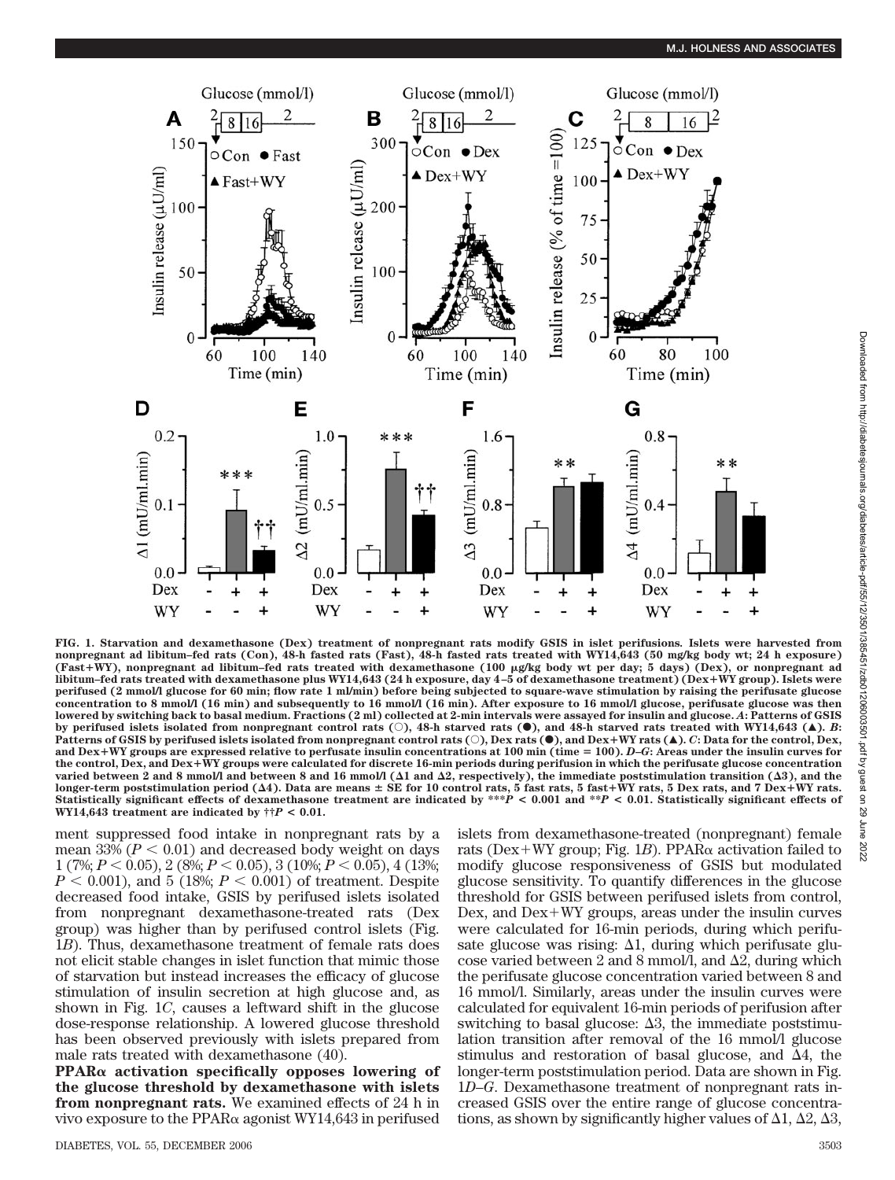FIG. 1. Starvation and dexamethasone (Dex) treatment of nonpregnant rats modify GSIS in islet perifusions. Islets were harvested from nonpregnant ad libitum–fed rats (Con), 48-h fasted rats (Fast), 48-h fasted rats treated with WY14,643 (50 mg/kg body wt; 24 h exposure) (Fast+WY), nonpregnant ad libitum–fed rats treated with dexamethasone (100 μg/kg body wt per day; 5 days) (Dex), or nonpregnant ad libitum–fed rats treated with dexamethasone plus WY14,643 (24 h exposure, day 4–5 of dexamethasone treatment) (Dex+WY group). Islets were perifused (2 mmol/l glucose for 60 min; flow rate 1 ml/min) before being subjected to square-wave stimulation by raising the perifusate glucose concentration to 8 mmol/l (16 min) and subsequently to 16 mmol/l (16 min). After exposure to 16 mmol/l glucose, perifusate glucose was then lowered by switching back to basal medium. Fractions (2 ml) collected at 2-min intervals were assayed for insulin and glucose. *A*: Patterns of GSIS by perifused islets isolated from nonpregnant control rats (○), 48-h starved rats (●), and 48-h starved rats treated with WY14,643 (▲). *B*: Patterns of GSIS by perifused islets isolated from nonpregnant control rats (○), Dex rats (●), and Dex+WY rats (▲). *C*: Data for the control, Dex, and Dex+WY groups are expressed relative to perfusate insulin concentrations at 100 min (time = 100). *D–G*: Areas under the insulin curves for the control, Dex, and Dex+WY groups were calculated for discrete 16-min periods during perifusion in which the perifusate glucose concentration varied between 2 and 8 mmol/l and between 8 and 16 mmol/l (Δ1 and Δ2, respectively), the immediate poststimulation transition (Δ3), and the longer-term poststimulation period (Δ4). Data are means ± SE for 10 control rats, 5 fast rats, 5 fast+WY rats, 5 Dex rats, and 7 Dex+WY rats. Statistically significant effects of dexamethasone treatment are indicated by $^{***}P < 0.001$ and $^{**}P < 0.01$. Statistically significant effects of WY14,643 treatment are indicated by $^{††}P < 0.01$.

ment suppressed food intake in nonpregnant rats by a mean 33% ($P < 0.01$) and decreased body weight on days 1 (7%; $P < 0.05$), 2 (8%; $P < 0.05$), 3 (10%; $P < 0.05$), 4 (13%; $P < 0.001$), and 5 (18%; $P < 0.001$) of treatment. Despite decreased food intake, GSIS by perifused islets isolated from nonpregnant dexamethasone-treated rats (Dex group) was higher than by perifused control islets (Fig. 1*B*). Thus, dexamethasone treatment of female rats does not elicit stable changes in islet function that mimic those of starvation but instead increases the efficacy of glucose stimulation of insulin secretion at high glucose and, as shown in Fig. 1*C*, causes a leftward shift in the glucose dose-response relationship. A lowered glucose threshold has been observed previously with islets prepared from male rats treated with dexamethasone (40).

**PPARα activation specifically opposes lowering of the glucose threshold by dexamethasone with islets from nonpregnant rats.** We examined effects of 24 h in vivo exposure to the PPARα agonist WY14,643 in perifused islets from dexamethasone-treated (nonpregnant) female rats (Dex+WY group; Fig. 1*B*). PPARα activation failed to modify glucose responsiveness of GSIS but modulated glucose sensitivity. To quantify differences in the glucose threshold for GSIS between perifused islets from control, Dex, and Dex+WY groups, areas under the insulin curves were calculated for 16-min periods, during which perifusate glucose was rising: Δ1, during which perifusate glucose varied between 2 and 8 mmol/l, and Δ2, during which the perifusate glucose concentration varied between 8 and 16 mmol/l. Similarly, areas under the insulin curves were calculated for equivalent 16-min periods of perifusion after switching to basal glucose: Δ3, the immediate poststimulation transition after removal of the 16 mmol/l glucose stimulus and restoration of basal glucose, and Δ4, the longer-term poststimulation period. Data are shown in Fig. 1*D–G*. Dexamethasone treatment of nonpregnant rats increased GSIS over the entire range of glucose concentrations, as shown by significantly higher values of Δ1, Δ2, Δ3,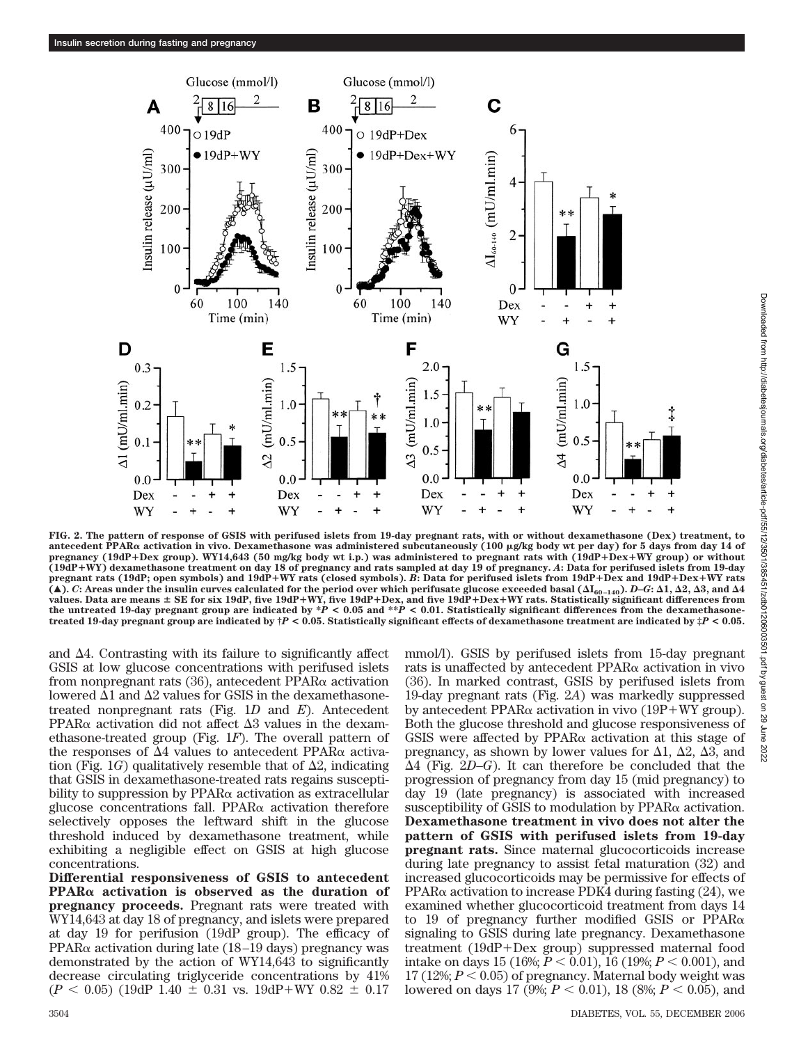FIG. 2. The pattern of response of GSIS with perifused islets from 19-day pregnant rats, with or without dexamethasone (Dex) treatment, to antecedent PPARα activation in vivo. Dexamethasone was administered subcutaneously (100 μg/kg body wt per day) for 5 days from day 14 of pregnancy (19dP+Dex group). WY14,643 (50 mg/kg body wt i.p.) was administered to pregnant rats with (19dP+Dex+WY group) or without (19dP+WY) dexamethasone treatment on day 18 of pregnancy and rats sampled at day 19 of pregnancy. *A*: Data for perifused islets from 19-day pregnant rats (19dP; open symbols) and 19dP+WY rats (closed symbols). *B*: Data for perifused islets from 19dP+Dex and 19dP+Dex+WY rats (▲). *C*: Areas under the insulin curves calculated for the period over which perifusate glucose exceeded basal ($\Delta I_{60-140}$). *D–G*: Δ1, Δ2, Δ3, and Δ4 values. Data are means ± SE for six 19dP, five 19dP+WY, five 19dP+Dex, and five 19dP+Dex+WY rats. Statistically significant differences from the untreated 19-day pregnant group are indicated by $*P < 0.05$ and $**P < 0.01$. Statistically significant differences from the dexamethasone-treated 19-day pregnant group are indicated by †$P < 0.05$. Statistically significant effects of dexamethasone treatment are indicated by ‡$P < 0.05$.

and Δ4. Contrasting with its failure to significantly affect GSIS at low glucose concentrations with perifused islets from nonpregnant rats (36), antecedent PPARα activation lowered Δ1 and Δ2 values for GSIS in the dexamethasone-treated nonpregnant rats (Fig. 1*D* and *E*). Antecedent PPARα activation did not affect Δ3 values in the dexamethasone-treated group (Fig. 1*F*). The overall pattern of the responses of Δ4 values to antecedent PPARα activation (Fig. 1*G*) qualitatively resemble that of Δ2, indicating that GSIS in dexamethasone-treated rats regains susceptibility to suppression by PPARα activation as extracellular glucose concentrations fall. PPARα activation therefore selectively opposes the leftward shift in the glucose threshold induced by dexamethasone treatment, while exhibiting a negligible effect on GSIS at high glucose concentrations.

**Differential responsiveness of GSIS to antecedent PPARα activation is observed as the duration of pregnancy proceeds.** Pregnant rats were treated with WY14,643 at day 18 of pregnancy, and islets were prepared at day 19 for perifusion (19dP group). The efficacy of PPARα activation during late (18–19 days) pregnancy was demonstrated by the action of WY14,643 to significantly decrease circulating triglyceride concentrations by 41% ($P < 0.05$) (19dP 1.40 ± 0.31 vs. 19dP+WY 0.82 ± 0.17 mmol/l). GSIS by perifused islets from 15-day pregnant rats is unaffected by antecedent PPARα activation in vivo (36). In marked contrast, GSIS by perifused islets from 19-day pregnant rats (Fig. 2*A*) was markedly suppressed by antecedent PPARα activation in vivo (19P+WY group). Both the glucose threshold and glucose responsiveness of GSIS were affected by PPARα activation at this stage of pregnancy, as shown by lower values for Δ1, Δ2, Δ3, and Δ4 (Fig. 2*D–G*). It can therefore be concluded that the progression of pregnancy from day 15 (mid pregnancy) to day 19 (late pregnancy) is associated with increased susceptibility of GSIS to modulation by PPARα activation.

**Dexamethasone treatment in vivo does not alter the pattern of GSIS with perifused islets from 19-day pregnant rats.** Since maternal glucocorticoids increase during late pregnancy to assist fetal maturation (32) and increased glucocorticoids may be permissive for effects of PPARα activation to increase PDK4 during fasting (24), we examined whether glucocorticoid treatment from days 14 to 19 of pregnancy further modified GSIS or PPARα signaling to GSIS during late pregnancy. Dexamethasone treatment (19dP+Dex group) suppressed maternal food intake on days 15 (16%; $P < 0.01$), 16 (19%; $P < 0.001$), and 17 (12%; $P < 0.05$) of pregnancy. Maternal body weight was lowered on days 17 (9%; $P < 0.01$), 18 (8%; $P < 0.05$), and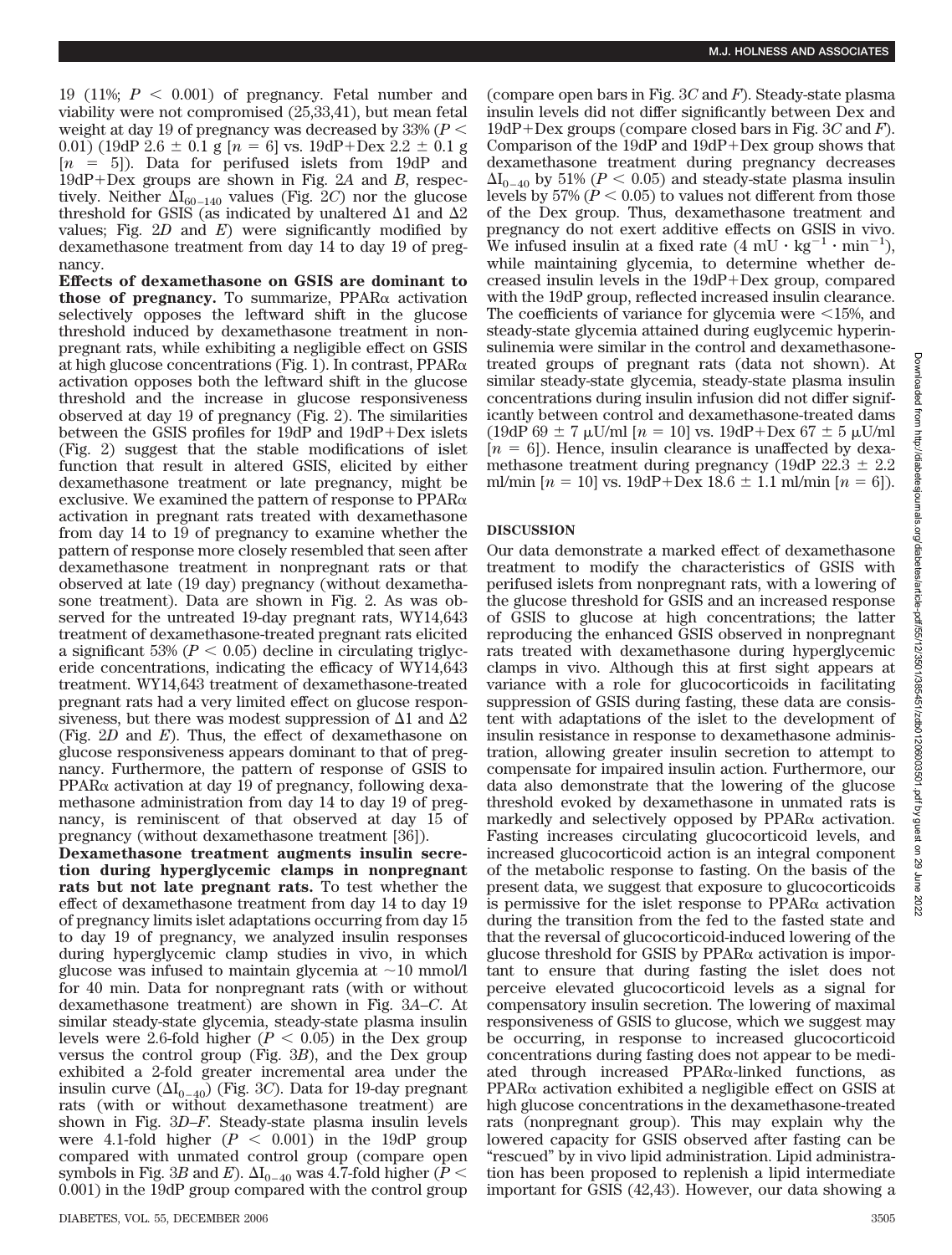19 (11%; $P < 0.001$) of pregnancy. Fetal number and viability were not compromised (25,33,41), but mean fetal weight at day 19 of pregnancy was decreased by 33% ($P < 0.01$) (19dP 2.6 ± 0.1 g [$n = 6$] vs. 19dP+Dex 2.2 ± 0.1 g [$n = 5$]). Data for perifused islets from 19dP and 19dP+Dex groups are shown in Fig. 2*A* and *B*, respectively. Neither $\Delta I_{60-140}$ values (Fig. 2*C*) nor the glucose threshold for GSIS (as indicated by unaltered Δ1 and Δ2 values; Fig. 2*D* and *E*) were significantly modified by dexamethasone treatment from day 14 to day 19 of pregnancy.

**Effects of dexamethasone on GSIS are dominant to those of pregnancy.** To summarize, PPARα activation selectively opposes the leftward shift in the glucose threshold induced by dexamethasone treatment in nonpregnant rats, while exhibiting a negligible effect on GSIS at high glucose concentrations (Fig. 1). In contrast, PPARα activation opposes both the leftward shift in the glucose threshold and the increase in glucose responsiveness observed at day 19 of pregnancy (Fig. 2). The similarities between the GSIS profiles for 19dP and 19dP+Dex islets (Fig. 2) suggest that the stable modifications of islet function that result in altered GSIS, elicited by either dexamethasone treatment or late pregnancy, might be exclusive. We examined the pattern of response to PPARα activation in pregnant rats treated with dexamethasone from day 14 to 19 of pregnancy to examine whether the pattern of response more closely resembled that seen after dexamethasone treatment in nonpregnant rats or that observed at late (19 day) pregnancy (without dexamethasone treatment). Data are shown in Fig. 2. As was observed for the untreated 19-day pregnant rats, WY14,643 treatment of dexamethasone-treated pregnant rats elicited a significant 53% ($P < 0.05$) decline in circulating triglyceride concentrations, indicating the efficacy of WY14,643 treatment. WY14,643 treatment of dexamethasone-treated pregnant rats had a very limited effect on glucose responsiveness, but there was modest suppression of Δ1 and Δ2 (Fig. 2*D* and *E*). Thus, the effect of dexamethasone on glucose responsiveness appears dominant to that of pregnancy. Furthermore, the pattern of response of GSIS to PPARα activation at day 19 of pregnancy, following dexamethasone administration from day 14 to day 19 of pregnancy, is reminiscent of that observed at day 15 of pregnancy (without dexamethasone treatment [36]).

**Dexamethasone treatment augments insulin secretion during hyperglycemic clamps in nonpregnant rats but not late pregnant rats.** To test whether the effect of dexamethasone treatment from day 14 to day 19 of pregnancy limits islet adaptations occurring from day 15 to day 19 of pregnancy, we analyzed insulin responses during hyperglycemic clamp studies in vivo, in which glucose was infused to maintain glycemia at ~10 mmol/l for 40 min. Data for nonpregnant rats (with or without dexamethasone treatment) are shown in Fig. 3*A*–*C*. At similar steady-state glycemia, steady-state plasma insulin levels were 2.6-fold higher ($P < 0.05$) in the Dex group versus the control group (Fig. 3*B*), and the Dex group exhibited a 2-fold greater incremental area under the insulin curve ($\Delta I_{0-40}$) (Fig. 3*C*). Data for 19-day pregnant rats (with or without dexamethasone treatment) are shown in Fig. 3*D*–*F*. Steady-state plasma insulin levels were 4.1-fold higher ($P < 0.001$) in the 19dP group compared with unmated control group (compare open symbols in Fig. 3*B* and *E*). $\Delta I_{0-40}$ was 4.7-fold higher ($P < 0.001$) in the 19dP group compared with the control group (compare open bars in Fig. 3*C* and *F*). Steady-state plasma insulin levels did not differ significantly between Dex and 19dP+Dex groups (compare closed bars in Fig. 3*C* and *F*). Comparison of the 19dP and 19dP+Dex group shows that dexamethasone treatment during pregnancy decreases $\Delta I_{0-40}$ by 51% ($P < 0.05$) and steady-state plasma insulin levels by 57% ($P < 0.05$) to values not different from those of the Dex group. Thus, dexamethasone treatment and pregnancy do not exert additive effects on GSIS in vivo. We infused insulin at a fixed rate (4 $\text{mU} \cdot \text{kg}^{-1} \cdot \text{min}^{-1}$), while maintaining glycemia, to determine whether decreased insulin levels in the 19dP+Dex group, compared with the 19dP group, reflected increased insulin clearance. The coefficients of variance for glycemia were <15%, and steady-state glycemia attained during euglycemic hyperinsulinemia were similar in the control and dexamethasone-treated groups of pregnant rats (data not shown). At similar steady-state glycemia, steady-state plasma insulin concentrations during insulin infusion did not differ significantly between control and dexamethasone-treated dams (19dP 69 ± 7 μU/ml [$n = 10$] vs. 19dP+Dex 67 ± 5 μU/ml [$n = 6$]). Hence, insulin clearance is unaffected by dexamethasone treatment during pregnancy (19dP 22.3 ± 2.2 ml/min [$n = 10$] vs. 19dP+Dex 18.6 ± 1.1 ml/min [$n = 6$]).

## DISCUSSION

Our data demonstrate a marked effect of dexamethasone treatment to modify the characteristics of GSIS with perifused islets from nonpregnant rats, with a lowering of the glucose threshold for GSIS and an increased response of GSIS to glucose at high concentrations; the latter reproducing the enhanced GSIS observed in nonpregnant rats treated with dexamethasone during hyperglycemic clamps in vivo. Although this at first sight appears at variance with a role for glucocorticoids in facilitating suppression of GSIS during fasting, these data are consistent with adaptations of the islet to the development of insulin resistance in response to dexamethasone administration, allowing greater insulin secretion to attempt to compensate for impaired insulin action. Furthermore, our data also demonstrate that the lowering of the glucose threshold evoked by dexamethasone in unmated rats is markedly and selectively opposed by PPARα activation. Fasting increases circulating glucocorticoid levels, and increased glucocorticoid action is an integral component of the metabolic response to fasting. On the basis of the present data, we suggest that exposure to glucocorticoids is permissive for the islet response to PPARα activation during the transition from the fed to the fasted state and that the reversal of glucocorticoid-induced lowering of the glucose threshold for GSIS by PPARα activation is important to ensure that during fasting the islet does not perceive elevated glucocorticoid levels as a signal for compensatory insulin secretion. The lowering of maximal responsiveness of GSIS to glucose, which we suggest may be occurring, in response to increased glucocorticoid concentrations during fasting does not appear to be mediated through increased PPARα-linked functions, as PPARα activation exhibited a negligible effect on GSIS at high glucose concentrations in the dexamethasone-treated rats (nonpregnant group). This may explain why the lowered capacity for GSIS observed after fasting can be "rescued" by in vivo lipid administration. Lipid administration has been proposed to replenish a lipid intermediate important for GSIS (42,43). However, our data showing a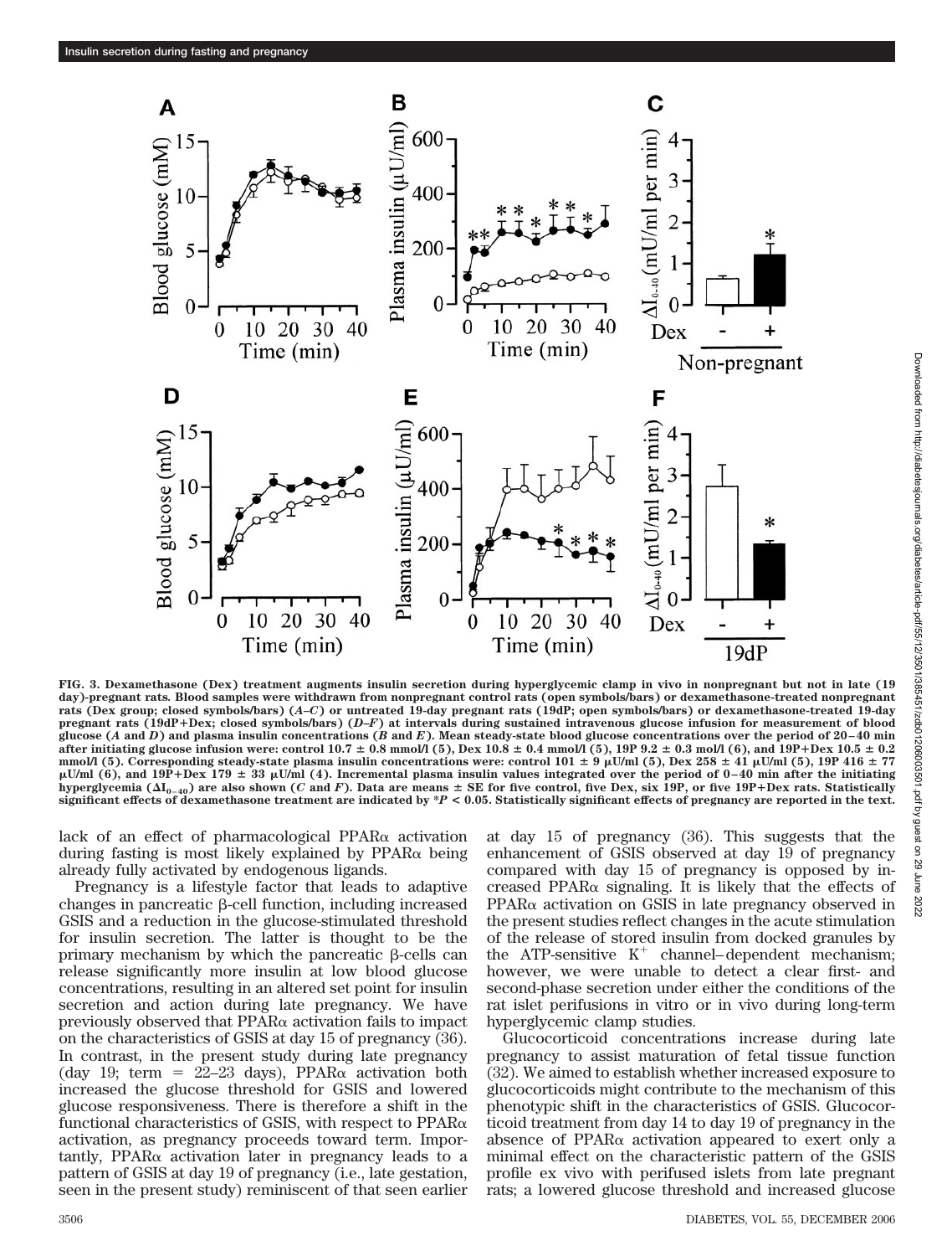FIG. 3. Dexamethasone (Dex) treatment augments insulin secretion during hyperglycemic clamp in vivo in nonpregnant but not in late (19 day)-pregnant rats. Blood samples were withdrawn from nonpregnant control rats (open symbols/bars) or dexamethasone-treated nonpregnant rats (Dex group; closed symbols/bars) (*A*–*C*) or untreated 19-day pregnant rats (19dP; open symbols/bars) or dexamethasone-treated 19-day pregnant rats (19dP+Dex; closed symbols/bars) (*D*–*F*) at intervals during sustained intravenous glucose infusion for measurement of blood glucose (*A* and *D*) and plasma insulin concentrations (*B* and *E*). Mean steady-state blood glucose concentrations over the period of 20–40 min after initiating glucose infusion were: control 10.7 ± 0.8 mmol/l (5), Dex 10.8 ± 0.4 mmol/l (5), 19P 9.2 ± 0.3 mol/l (6), and 19P+Dex 10.5 ± 0.2 mmol/l (5). Corresponding steady-state plasma insulin concentrations were: control 101 ± 9 μU/ml (5), Dex 258 ± 41 μU/ml (5), 19P 416 ± 77 μU/ml (6), and 19P+Dex 179 ± 33 μU/ml (4). Incremental plasma insulin values integrated over the period of 0–40 min after the initiating hyperglycemia ($\Delta I_{0-40}$) are also shown (*C* and *F*). Data are means ± SE for five control, five Dex, six 19P, or five 19P+Dex rats. Statistically significant effects of dexamethasone treatment are indicated by *$P < 0.05$. Statistically significant effects of pregnancy are reported in the text.

lack of an effect of pharmacological PPARα activation during fasting is most likely explained by PPARα being already fully activated by endogenous ligands.

Pregnancy is a lifestyle factor that leads to adaptive changes in pancreatic β-cell function, including increased GSIS and a reduction in the glucose-stimulated threshold for insulin secretion. The latter is thought to be the primary mechanism by which the pancreatic β-cells can release significantly more insulin at low blood glucose concentrations, resulting in an altered set point for insulin secretion and action during late pregnancy. We have previously observed that PPARα activation fails to impact on the characteristics of GSIS at day 15 of pregnancy (36). In contrast, in the present study during late pregnancy (day 19; term = 22–23 days), PPARα activation both increased the glucose threshold for GSIS and lowered glucose responsiveness. There is therefore a shift in the functional characteristics of GSIS, with respect to PPARα activation, as pregnancy proceeds toward term. Importantly, PPARα activation later in pregnancy leads to a pattern of GSIS at day 19 of pregnancy (i.e., late gestation, seen in the present study) reminiscent of that seen earlier at day 15 of pregnancy (36). This suggests that the enhancement of GSIS observed at day 19 of pregnancy compared with day 15 of pregnancy is opposed by increased PPARα signaling. It is likely that the effects of PPARα activation on GSIS in late pregnancy observed in the present studies reflect changes in the acute stimulation of the release of stored insulin from docked granules by the ATP-sensitive $K^+$ channel–dependent mechanism; however, we were unable to detect a clear first- and second-phase secretion under either the conditions of the rat islet perifusions in vitro or in vivo during long-term hyperglycemic clamp studies.

Glucocorticoid concentrations increase during late pregnancy to assist maturation of fetal tissue function (32). We aimed to establish whether increased exposure to glucocorticoids might contribute to the mechanism of this phenotypic shift in the characteristics of GSIS. Glucocorticoid treatment from day 14 to day 19 of pregnancy in the absence of PPARα activation appeared to exert only a minimal effect on the characteristic pattern of the GSIS profile ex vivo with perifused islets from late pregnant rats; a lowered glucose threshold and increased glucose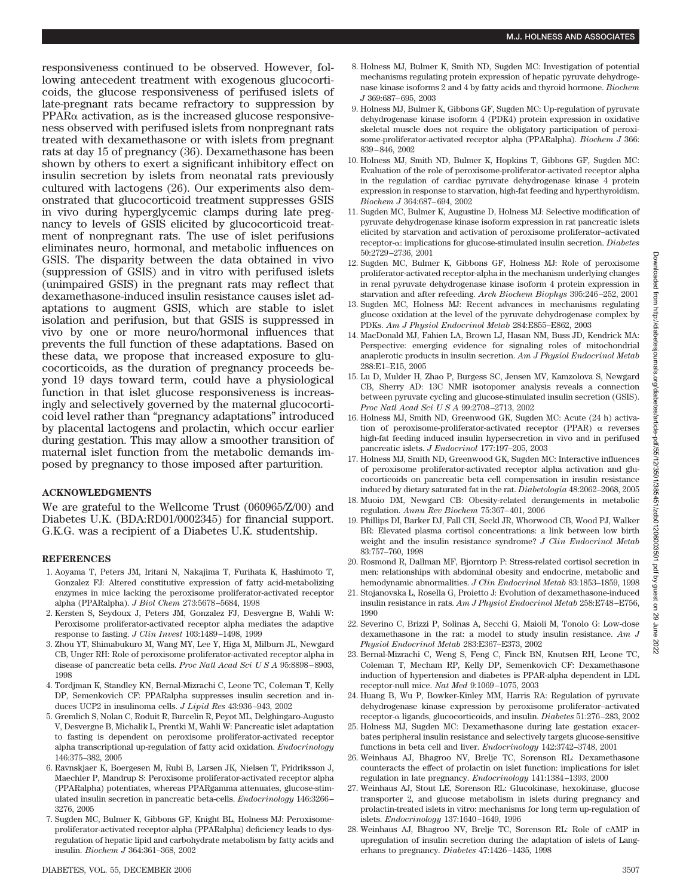responsiveness continued to be observed. However, following antecedent treatment with exogenous glucocorticoids, the glucose responsiveness of perifused islets of late-pregnant rats became refractory to suppression by PPARα activation, as is the increased glucose responsiveness observed with perifused islets from nonpregnant rats treated with dexamethasone or with islets from pregnant rats at day 15 of pregnancy (36). Dexamethasone has been shown by others to exert a significant inhibitory effect on insulin secretion by islets from neonatal rats previously cultured with lactogens (26). Our experiments also demonstrated that glucocorticoid treatment suppresses GSIS in vivo during hyperglycemic clamps during late pregnancy to levels of GSIS elicited by glucocorticoid treatment of nonpregnant rats. The use of islet perifusions eliminates neuro, hormonal, and metabolic influences on GSIS. The disparity between the data obtained in vivo (suppression of GSIS) and in vitro with perifused islets (unimpaired GSIS) in the pregnant rats may reflect that dexamethasone-induced insulin resistance causes islet adaptations to augment GSIS, which are stable to islet isolation and perifusion, but that GSIS is suppressed in vivo by one or more neuro/hormonal influences that prevents the full function of these adaptations. Based on these data, we propose that increased exposure to glucocorticoids, as the duration of pregnancy proceeds beyond 19 days toward term, could have a physiological function in that islet glucose responsiveness is increasingly and selectively governed by the maternal glucocorticoid level rather than "pregnancy adaptations" introduced by placental lactogens and prolactin, which occur earlier during gestation. This may allow a smoother transition of maternal islet function from the metabolic demands imposed by pregnancy to those imposed after parturition.

## ACKNOWLEDGMENTS

We are grateful to the Wellcome Trust (060965/Z/00) and Diabetes U.K. (BDA:RD01/0002345) for financial support. G.K.G. was a recipient of a Diabetes U.K. studentship.

## REFERENCES

1. Aoyama T, Peters JM, Iritani N, Nakajima T, Furihata K, Hashimoto T, Gonzalez FJ: Altered constitutive expression of fatty acid-metabolizing enzymes in mice lacking the peroxisome proliferator-activated receptor alpha (PPARalpha). *J Biol Chem* 273:5678–5684, 1998
2. Kersten S, Seydoux J, Peters JM, Gonzalez FJ, Desvergne B, Wahli W: Peroxisome proliferator-activated receptor alpha mediates the adaptive response to fasting. *J Clin Invest* 103:1489–1498, 1999
3. Zhou YT, Shimabukuro M, Wang MY, Lee Y, Higa M, Milburn JL, Newgard CB, Unger RH: Role of peroxisome proliferator-activated receptor alpha in disease of pancreatic beta cells. *Proc Natl Acad Sci U S A* 95:8898–8903, 1998
4. Tordjman K, Standley KN, Bernal-Mizrachi C, Leone TC, Coleman T, Kelly DP, Semenkovich CF: PPARalpha suppresses insulin secretion and induces UCP2 in insulinoma cells. *J Lipid Res* 43:936–943, 2002
5. Gremlich S, Nolan C, Roduit R, Burcelin R, Peyot ML, Delghingaro-Augusto V, Desvergne B, Michalik L, Prentki M, Wahli W: Pancreatic islet adaptation to fasting is dependent on peroxisome proliferator-activated receptor alpha transcriptional up-regulation of fatty acid oxidation. *Endocrinology* 146:375–382, 2005
6. Ravnskjaer K, Boergesen M, Rubi B, Larsen JK, Nielsen T, Fridriksson J, Maechler P, Mandrup S: Peroxisome proliferator-activated receptor alpha (PPARalpha) potentiates, whereas PPARgamma attenuates, glucose-stimulated insulin secretion in pancreatic beta-cells. *Endocrinology* 146:3266–3276, 2005
7. Sugden MC, Bulmer K, Gibbons GF, Knight BL, Holness MJ: Peroxisome-proliferator-activated receptor-alpha (PPARalpha) deficiency leads to dysregulation of hepatic lipid and carbohydrate metabolism by fatty acids and insulin. *Biochem J* 364:361–368, 2002
8. Holness MJ, Bulmer K, Smith ND, Sugden MC: Investigation of potential mechanisms regulating protein expression of hepatic pyruvate dehydrogenase kinase isoforms 2 and 4 by fatty acids and thyroid hormone. *Biochem J* 369:687–695, 2003
9. Holness MJ, Bulmer K, Gibbons GF, Sugden MC: Up-regulation of pyruvate dehydrogenase kinase isoform 4 (PDK4) protein expression in oxidative skeletal muscle does not require the obligatory participation of peroxisome-proliferator-activated receptor alpha (PPARalpha). *Biochem J* 366:839–846, 2002
10. Holness MJ, Smith ND, Bulmer K, Hopkins T, Gibbons GF, Sugden MC: Evaluation of the role of peroxisome-proliferator-activated receptor alpha in the regulation of cardiac pyruvate dehydrogenase kinase 4 protein expression in response to starvation, high-fat feeding and hyperthyroidism. *Biochem J* 364:687–694, 2002
11. Sugden MC, Bulmer K, Augustine D, Holness MJ: Selective modification of pyruvate dehydrogenase kinase isoform expression in rat pancreatic islets elicited by starvation and activation of peroxisome proliferator–activated receptor-α: implications for glucose-stimulated insulin secretion. *Diabetes* 50:2729–2736, 2001
12. Sugden MC, Bulmer K, Gibbons GF, Holness MJ: Role of peroxisome proliferator-activated receptor-alpha in the mechanism underlying changes in renal pyruvate dehydrogenase kinase isoform 4 protein expression in starvation and after refeeding. *Arch Biochem Biophys* 395:246–252, 2001
13. Sugden MC, Holness MJ: Recent advances in mechanisms regulating glucose oxidation at the level of the pyruvate dehydrogenase complex by PDKs. *Am J Physiol Endocrinol Metab* 284:E855–E862, 2003
14. MacDonald MJ, Fahien LA, Brown LJ, Hasan NM, Buss JD, Kendrick MA: Perspective: emerging evidence for signaling roles of mitochondrial anaplerotic products in insulin secretion. *Am J Physiol Endocrinol Metab* 288:E1–E15, 2005
15. Lu D, Mulder H, Zhao P, Burgess SC, Jensen MV, Kamzolova S, Newgard CB, Sherry AD: 13C NMR isotopomer analysis reveals a connection between pyruvate cycling and glucose-stimulated insulin secretion (GSIS). *Proc Natl Acad Sci U S A* 99:2708–2713, 2002
16. Holness MJ, Smith ND, Greenwood GK, Sugden MC: Acute (24 h) activation of peroxisome-proliferator-activated receptor (PPAR) α reverses high-fat feeding induced insulin hypersecretion in vivo and in perifused pancreatic islets. *J Endocrinol* 177:197–205, 2003
17. Holness MJ, Smith ND, Greenwood GK, Sugden MC: Interactive influences of peroxisome proliferator-activated receptor alpha activation and glucocorticoids on pancreatic beta cell compensation in insulin resistance induced by dietary saturated fat in the rat. *Diabetologia* 48:2062–2068, 2005
18. Muoio DM, Newgard CB: Obesity-related derangements in metabolic regulation. *Annu Rev Biochem* 75:367–401, 2006
19. Phillips DI, Barker DJ, Fall CH, Seckl JR, Whorwood CB, Wood PJ, Walker BR: Elevated plasma cortisol concentrations: a link between low birth weight and the insulin resistance syndrome? *J Clin Endocrinol Metab* 83:757–760, 1998
20. Rosmond R, Dallman MF, Bjorntorp P: Stress-related cortisol secretion in men: relationships with abdominal obesity and endocrine, metabolic and hemodynamic abnormalities. *J Clin Endocrinol Metab* 83:1853–1859, 1998
21. Stojanovska L, Rosella G, Proietto J: Evolution of dexamethasone-induced insulin resistance in rats. *Am J Physiol Endocrinol Metab* 258:E748–E756, 1990
22. Severino C, Brizzi P, Solinas A, Secchi G, Maioli M, Tonolo G: Low-dose dexamethasone in the rat: a model to study insulin resistance. *Am J Physiol Endocrinol Metab* 283:E367–E373, 2002
23. Bernal-Mizrachi C, Weng S, Feng C, Finck BN, Knutsen RH, Leone TC, Coleman T, Mecham RP, Kelly DP, Semenkovich CF: Dexamethasone induction of hypertension and diabetes is PPAR-alpha dependent in LDL receptor-null mice. *Nat Med* 9:1069–1075, 2003
24. Huang B, Wu P, Bowker-Kinley MM, Harris RA: Regulation of pyruvate dehydrogenase kinase expression by peroxisome proliferator–activated receptor-α ligands, glucocorticoids, and insulin. *Diabetes* 51:276–283, 2002
25. Holness MJ, Sugden MC: Dexamethasone during late gestation exacerbates peripheral insulin resistance and selectively targets glucose-sensitive functions in beta cell and liver. *Endocrinology* 142:3742–3748, 2001
26. Weinhaus AJ, Bhagroo NV, Brelje TC, Sorenson RL: Dexamethasone counteracts the effect of prolactin on islet function: implications for islet regulation in late pregnancy. *Endocrinology* 141:1384–1393, 2000
27. Weinhaus AJ, Stout LE, Sorenson RL: Glucokinase, hexokinase, glucose transporter 2, and glucose metabolism in islets during pregnancy and prolactin-treated islets in vitro: mechanisms for long term up-regulation of islets. *Endocrinology* 137:1640–1649, 1996
28. Weinhaus AJ, Bhagroo NV, Brelje TC, Sorenson RL: Role of cAMP in upregulation of insulin secretion during the adaptation of islets of Langerhans to pregnancy. *Diabetes* 47:1426–1435, 1998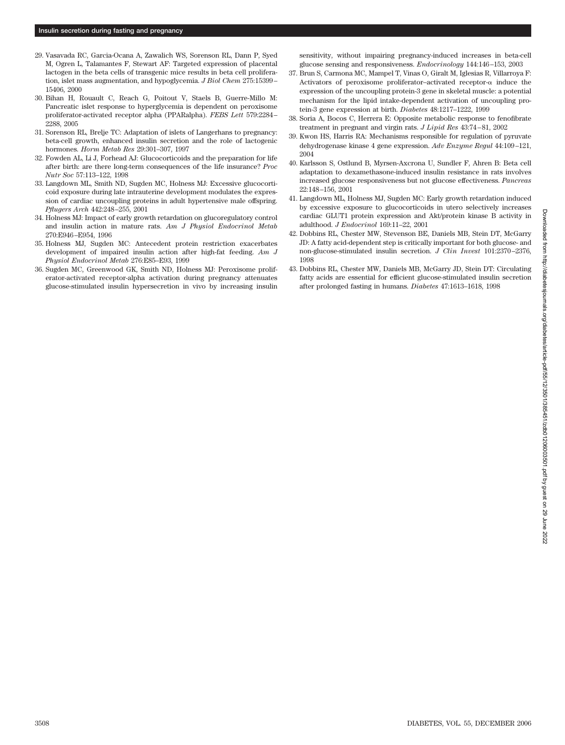29. Vasavada RC, Garcia-Ocana A, Zawalich WS, Sorenson RL, Dann P, Syed M, Ogren L, Talamantes F, Stewart AF: Targeted expression of placental lactogen in the beta cells of transgenic mice results in beta cell proliferation, islet mass augmentation, and hypoglycemia. *J Biol Chem* 275:15399–15406, 2000
30. Bihan H, Rouault C, Reach G, Poitout V, Staels B, Guerre-Millo M: Pancreatic islet response to hyperglycemia is dependent on peroxisome proliferator-activated receptor alpha (PPARalpha). *FEBS Lett* 579:2284–2288, 2005
31. Sorenson RL, Brelje TC: Adaptation of islets of Langerhans to pregnancy: beta-cell growth, enhanced insulin secretion and the role of lactogenic hormones. *Horm Metab Res* 29:301–307, 1997
32. Fowden AL, Li J, Forhead AJ: Glucocorticoids and the preparation for life after birth: are there long-term consequences of the life insurance? *Proc Nutr Soc* 57:113–122, 1998
33. Langdown ML, Smith ND, Sugden MC, Holness MJ: Excessive glucocorticoid exposure during late intrauterine development modulates the expression of cardiac uncoupling proteins in adult hypertensive male offspring. *Pflugers Arch* 442:248–255, 2001
34. Holness MJ: Impact of early growth retardation on glucoregulatory control and insulin action in mature rats. *Am J Physiol Endocrinol Metab* 270:E946–E954, 1996
35. Holness MJ, Sugden MC: Antecedent protein restriction exacerbates development of impaired insulin action after high-fat feeding. *Am J Physiol Endocrinol Metab* 276:E85–E93, 1999
36. Sugden MC, Greenwood GK, Smith ND, Holness MJ: Peroxisome proliferator-activated receptor-alpha activation during pregnancy attenuates glucose-stimulated insulin hypersecretion in vivo by increasing insulin sensitivity, without impairing pregnancy-induced increases in beta-cell glucose sensing and responsiveness. *Endocrinology* 144:146–153, 2003
37. Brun S, Carmona MC, Mampel T, Vinas O, Giralt M, Iglesias R, Villarroya F: Activators of peroxisome proliferator–activated receptor-α induce the expression of the uncoupling protein-3 gene in skeletal muscle: a potential mechanism for the lipid intake-dependent activation of uncoupling protein-3 gene expression at birth. *Diabetes* 48:1217–1222, 1999
38. Soria A, Bocos C, Herrera E: Opposite metabolic response to fenofibrate treatment in pregnant and virgin rats. *J Lipid Res* 43:74–81, 2002
39. Kwon HS, Harris RA: Mechanisms responsible for regulation of pyruvate dehydrogenase kinase 4 gene expression. *Adv Enzyme Regul* 44:109–121, 2004
40. Karlsson S, Ostlund B, Myrsen-Axcrona U, Sundler F, Ahren B: Beta cell adaptation to dexamethasone-induced insulin resistance in rats involves increased glucose responsiveness but not glucose effectiveness. *Pancreas* 22:148–156, 2001
41. Langdown ML, Holness MJ, Sugden MC: Early growth retardation induced by excessive exposure to glucocorticoids in utero selectively increases cardiac GLUT1 protein expression and Akt/protein kinase B activity in adulthood. *J Endocrinol* 169:11–22, 2001
42. Dobbins RL, Chester MW, Stevenson BE, Daniels MB, Stein DT, McGarry JD: A fatty acid-dependent step is critically important for both glucose- and non-glucose-stimulated insulin secretion. *J Clin Invest* 101:2370–2376, 1998
43. Dobbins RL, Chester MW, Daniels MB, McGarry JD, Stein DT: Circulating fatty acids are essential for efficient glucose-stimulated insulin secretion after prolonged fasting in humans. *Diabetes* 47:1613–1618, 1998